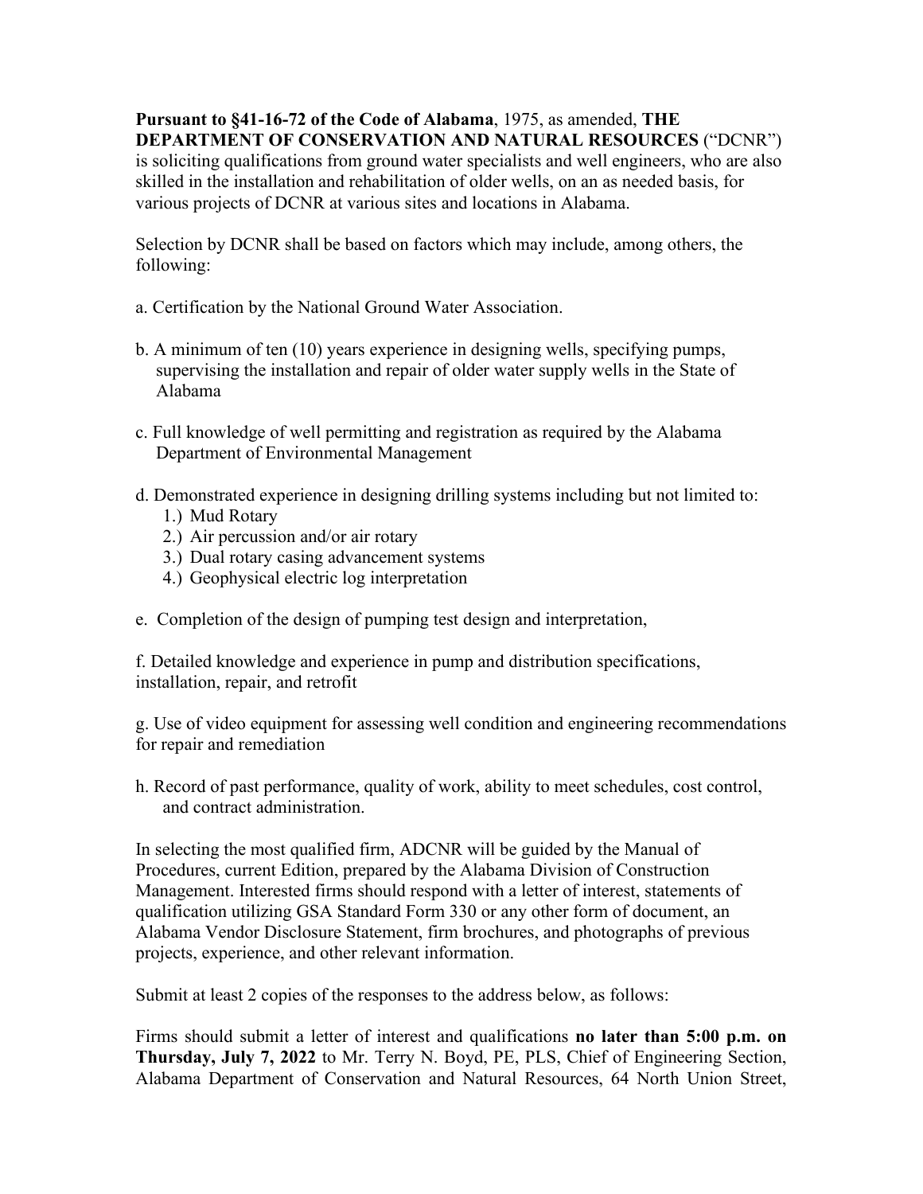**Pursuant to §41-16-72 of the Code of Alabama**, 1975, as amended, **THE DEPARTMENT OF CONSERVATION AND NATURAL RESOURCES** ("DCNR") is soliciting qualifications from ground water specialists and well engineers, who are also skilled in the installation and rehabilitation of older wells, on an as needed basis, for various projects of DCNR at various sites and locations in Alabama.

Selection by DCNR shall be based on factors which may include, among others, the following:

a. Certification by the National Ground Water Association.

b. A minimum of ten (10) years experience in designing wells, specifying pumps, supervising the installation and repair of older water supply wells in the State of Alabama

c. Full knowledge of well permitting and registration as required by the Alabama Department of Environmental Management

d. Demonstrated experience in designing drilling systems including but not limited to:
   1.) Mud Rotary
   2.) Air percussion and/or air rotary
   3.) Dual rotary casing advancement systems
   4.) Geophysical electric log interpretation

e. Completion of the design of pumping test design and interpretation,

f. Detailed knowledge and experience in pump and distribution specifications, installation, repair, and retrofit

g. Use of video equipment for assessing well condition and engineering recommendations for repair and remediation

h. Record of past performance, quality of work, ability to meet schedules, cost control, and contract administration.

In selecting the most qualified firm, ADCNR will be guided by the Manual of Procedures, current Edition, prepared by the Alabama Division of Construction Management. Interested firms should respond with a letter of interest, statements of qualification utilizing GSA Standard Form 330 or any other form of document, an Alabama Vendor Disclosure Statement, firm brochures, and photographs of previous projects, experience, and other relevant information.

Submit at least 2 copies of the responses to the address below, as follows:

Firms should submit a letter of interest and qualifications **no later than 5:00 p.m. on Thursday, July 7, 2022** to Mr. Terry N. Boyd, PE, PLS, Chief of Engineering Section, Alabama Department of Conservation and Natural Resources, 64 North Union Street,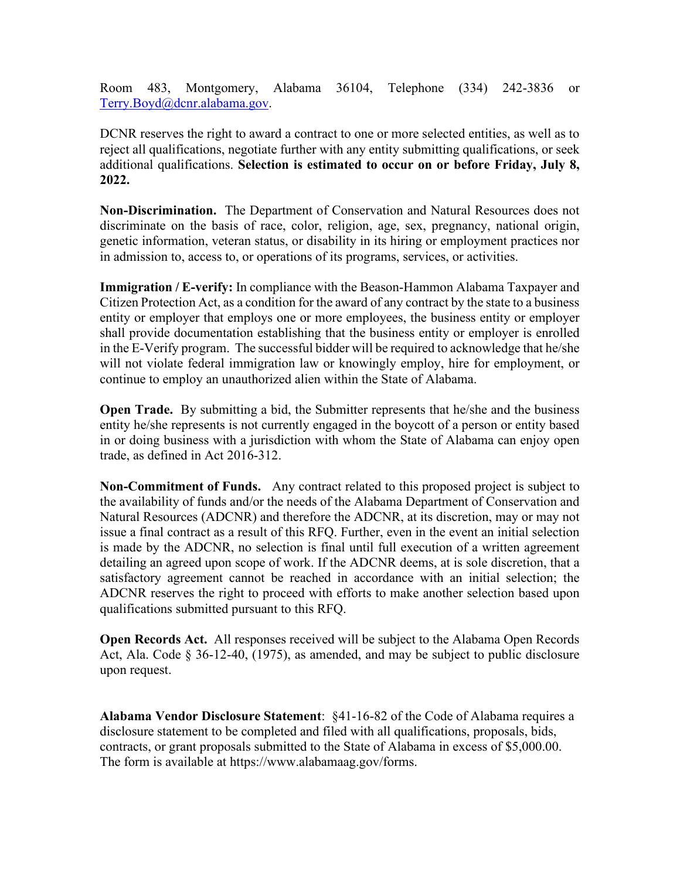Room 483, Montgomery, Alabama 36104, Telephone (334) 242-3836 or Terry.Boyd@dcnr.alabama.gov.

DCNR reserves the right to award a contract to one or more selected entities, as well as to reject all qualifications, negotiate further with any entity submitting qualifications, or seek additional qualifications. **Selection is estimated to occur on or before Friday, July 8, 2022.**

**Non-Discrimination.** The Department of Conservation and Natural Resources does not discriminate on the basis of race, color, religion, age, sex, pregnancy, national origin, genetic information, veteran status, or disability in its hiring or employment practices nor in admission to, access to, or operations of its programs, services, or activities.

**Immigration / E-verify:** In compliance with the Beason-Hammon Alabama Taxpayer and Citizen Protection Act, as a condition for the award of any contract by the state to a business entity or employer that employs one or more employees, the business entity or employer shall provide documentation establishing that the business entity or employer is enrolled in the E-Verify program. The successful bidder will be required to acknowledge that he/she will not violate federal immigration law or knowingly employ, hire for employment, or continue to employ an unauthorized alien within the State of Alabama.

**Open Trade.** By submitting a bid, the Submitter represents that he/she and the business entity he/she represents is not currently engaged in the boycott of a person or entity based in or doing business with a jurisdiction with whom the State of Alabama can enjoy open trade, as defined in Act 2016-312.

**Non-Commitment of Funds.** Any contract related to this proposed project is subject to the availability of funds and/or the needs of the Alabama Department of Conservation and Natural Resources (ADCNR) and therefore the ADCNR, at its discretion, may or may not issue a final contract as a result of this RFQ. Further, even in the event an initial selection is made by the ADCNR, no selection is final until full execution of a written agreement detailing an agreed upon scope of work. If the ADCNR deems, at is sole discretion, that a satisfactory agreement cannot be reached in accordance with an initial selection; the ADCNR reserves the right to proceed with efforts to make another selection based upon qualifications submitted pursuant to this RFQ.

**Open Records Act.** All responses received will be subject to the Alabama Open Records Act, Ala. Code § 36-12-40, (1975), as amended, and may be subject to public disclosure upon request.

**Alabama Vendor Disclosure Statement**: §41-16-82 of the Code of Alabama requires a disclosure statement to be completed and filed with all qualifications, proposals, bids, contracts, or grant proposals submitted to the State of Alabama in excess of $5,000.00. The form is available at https://www.alabamaag.gov/forms.